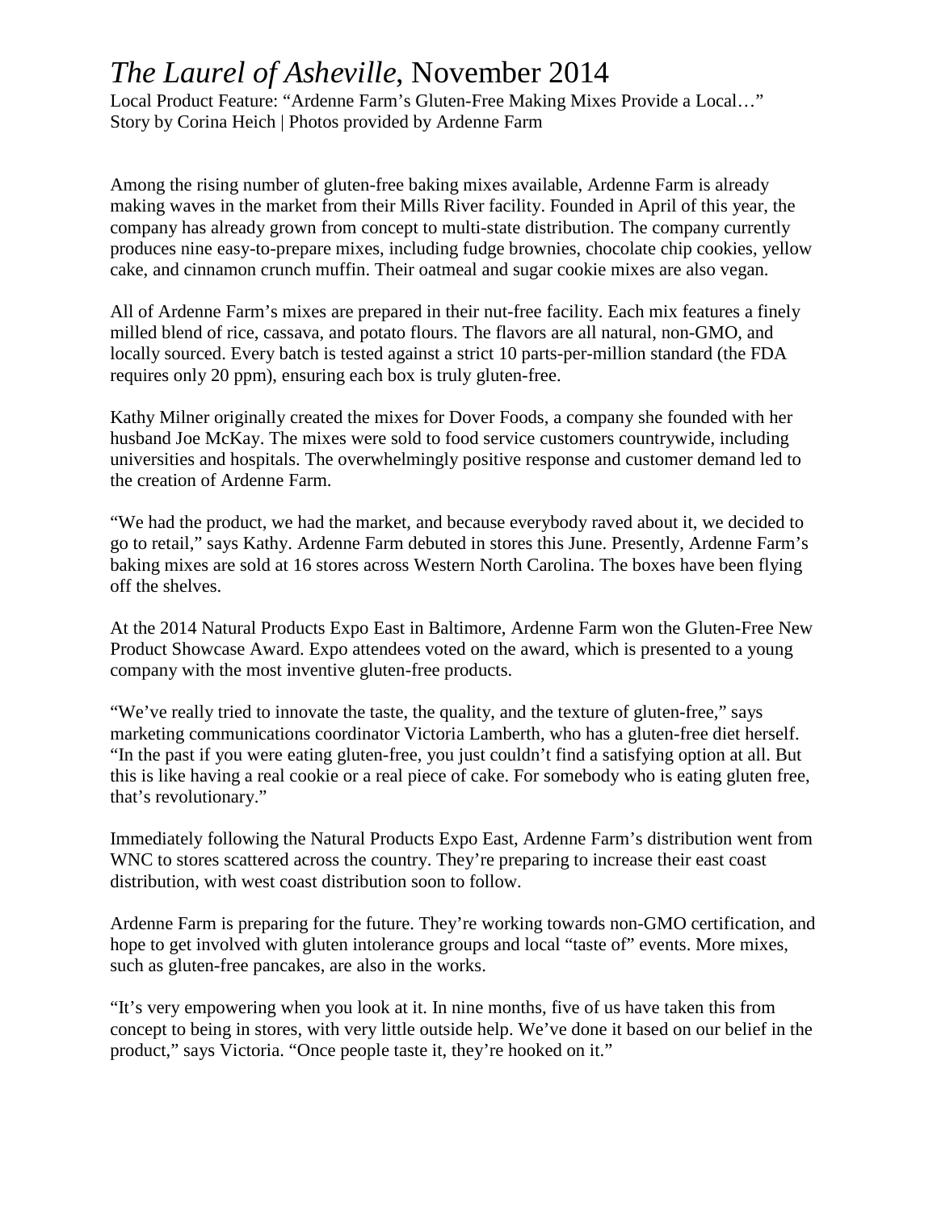# *The Laurel of Asheville*, November 2014

Local Product Feature: "Ardenne Farm's Gluten-Free Making Mixes Provide a Local…"
Story by Corina Heich | Photos provided by Ardenne Farm

Among the rising number of gluten-free baking mixes available, Ardenne Farm is already making waves in the market from their Mills River facility. Founded in April of this year, the company has already grown from concept to multi-state distribution. The company currently produces nine easy-to-prepare mixes, including fudge brownies, chocolate chip cookies, yellow cake, and cinnamon crunch muffin. Their oatmeal and sugar cookie mixes are also vegan.

All of Ardenne Farm's mixes are prepared in their nut-free facility. Each mix features a finely milled blend of rice, cassava, and potato flours. The flavors are all natural, non-GMO, and locally sourced. Every batch is tested against a strict 10 parts-per-million standard (the FDA requires only 20 ppm), ensuring each box is truly gluten-free.

Kathy Milner originally created the mixes for Dover Foods, a company she founded with her husband Joe McKay. The mixes were sold to food service customers countrywide, including universities and hospitals. The overwhelmingly positive response and customer demand led to the creation of Ardenne Farm.

"We had the product, we had the market, and because everybody raved about it, we decided to go to retail," says Kathy. Ardenne Farm debuted in stores this June. Presently, Ardenne Farm's baking mixes are sold at 16 stores across Western North Carolina. The boxes have been flying off the shelves.

At the 2014 Natural Products Expo East in Baltimore, Ardenne Farm won the Gluten-Free New Product Showcase Award. Expo attendees voted on the award, which is presented to a young company with the most inventive gluten-free products.

"We've really tried to innovate the taste, the quality, and the texture of gluten-free," says marketing communications coordinator Victoria Lamberth, who has a gluten-free diet herself. "In the past if you were eating gluten-free, you just couldn't find a satisfying option at all. But this is like having a real cookie or a real piece of cake. For somebody who is eating gluten free, that's revolutionary."

Immediately following the Natural Products Expo East, Ardenne Farm's distribution went from WNC to stores scattered across the country. They're preparing to increase their east coast distribution, with west coast distribution soon to follow.

Ardenne Farm is preparing for the future. They're working towards non-GMO certification, and hope to get involved with gluten intolerance groups and local "taste of" events. More mixes, such as gluten-free pancakes, are also in the works.

"It's very empowering when you look at it. In nine months, five of us have taken this from concept to being in stores, with very little outside help. We've done it based on our belief in the product," says Victoria. "Once people taste it, they're hooked on it."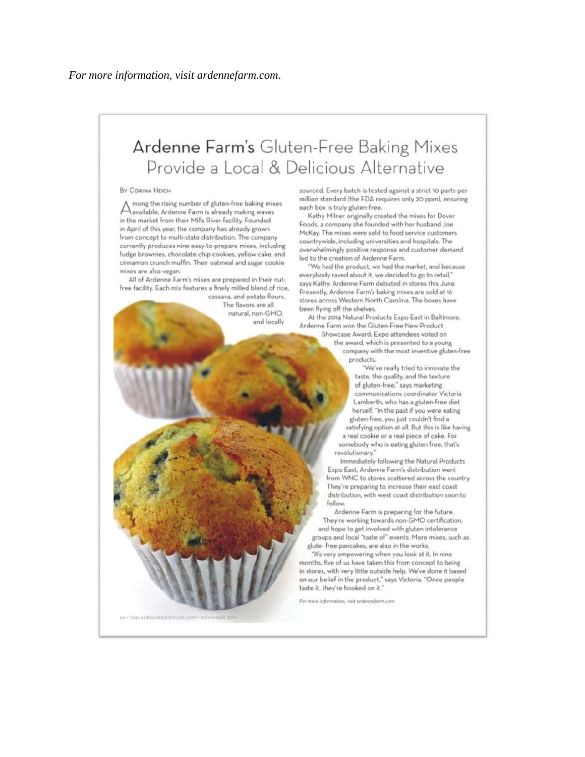*For more information, visit ardennefarm.com*.

# Ardenne Farm's Gluten-Free Baking Mixes Provide a Local & Delicious Alternative

By Corina Heich

Among the rising number of gluten-free baking mixes available, Ardenne Farm is already making waves in the market from their Mills River facility. Founded in April of this year, the company has already grown from concept to multi-state distribution. The company currently produces nine easy-to-prepare mixes, including fudge brownies, chocolate chip cookies, yellow cake, and cinnamon crunch muffin. Their oatmeal and sugar cookie mixes are also vegan.

All of Ardenne Farm's mixes are prepared in their nut-free facility. Each mix features a finely milled blend of rice, cassava, and potato flours. The flavors are all natural, non-GMO, and locally sourced. Every batch is tested against a strict 10 parts-per-million standard (the FDA requires only 20 ppm), ensuring each box is truly gluten-free.

Kathy Milner originally created the mixes for Dover Foods, a company she founded with her husband Joe McKay. The mixes were sold to food service customers countrywide, including universities and hospitals. The overwhelmingly positive response and customer demand led to the creation of Ardenne Farm.

"We had the product, we had the market, and because everybody raved about it, we decided to go to retail," says Kathy. Ardenne Farm debuted in stores this June. Presently, Ardenne Farm's baking mixes are sold at 16 stores across Western North Carolina. The boxes have been flying off the shelves.

At the 2014 Natural Products Expo East in Baltimore, Ardenne Farm won the Gluten-Free New Product Showcase Award. Expo attendees voted on the award, which is presented to a young company with the most inventive gluten-free products.

"We've really tried to innovate the taste, the quality, and the texture of gluten-free," says marketing communications coordinator Victoria Lamberth, who has a gluten-free diet herself. "In the past if you were eating gluten-free, you just couldn't find a satisfying option at all. But this is like having a real cookie or a real piece of cake. For somebody who is eating gluten free, that's revolutionary."

Immediately following the Natural Products Expo East, Ardenne Farm's distribution went from WNC to stores scattered across the country. They're preparing to increase their east coast distribution, with west coast distribution soon to follow.

Ardenne Farm is preparing for the future. They're working towards non-GMO certification, and hope to get involved with gluten intolerance groups and local "taste of" events. More mixes, such as glute- free pancakes, are also in the works.

"It's very empowering when you look at it. In nine months, five of us have taken this from concept to being in stores, with very little outside help. We've done it based on our belief in the product," says Victoria. "Once people taste it, they're hooked on it."

*For more information, visit ardennefarm.com.*